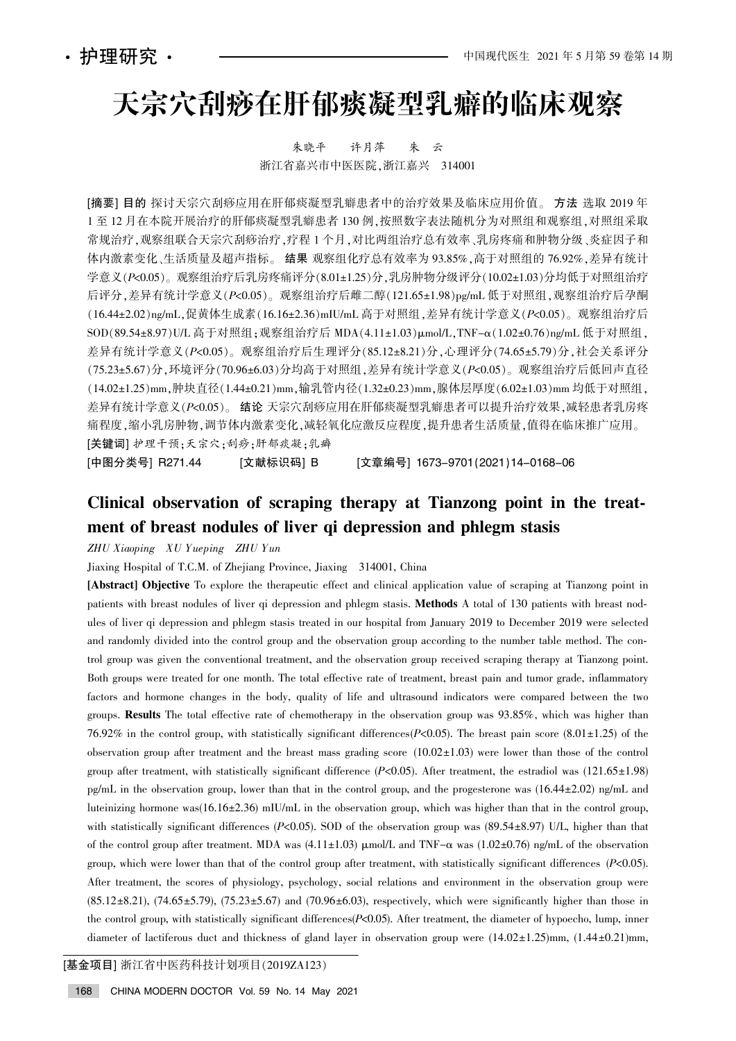· 护理研究 ·

# 天宗穴刮痧在肝郁痰凝型乳癖的临床观察

朱晓平　许月萍　朱　云

浙江省嘉兴市中医医院，浙江嘉兴　314001

**[摘要] 目的** 探讨天宗穴刮痧应用在肝郁痰凝型乳癖患者中的治疗效果及临床应用价值。**方法** 选取 2019 年 1 至 12 月在本院开展治疗的肝郁痰凝型乳癖患者 130 例，按照数字表法随机分为对照组和观察组，对照组采取常规治疗，观察组联合天宗穴刮痧治疗，疗程 1 个月，对比两组治疗总有效率、乳房疼痛和肿物分级、炎症因子和体内激素变化、生活质量及超声指标。**结果** 观察组化疗总有效率为 93.85%，高于对照组的 76.92%，差异有统计学意义（$P<0.05$）。观察组治疗后乳房疼痛评分（8.01±1.25）分，乳房肿物分级评分（10.02±1.03）分均低于对照组治疗后评分，差异有统计学意义（$P<0.05$）。观察组治疗后雌二醇（121.65±1.98）pg/mL 低于对照组，观察组治疗后孕酮（16.44±2.02）ng/mL，促黄体生成素（16.16±2.36）mIU/mL 高于对照组，差异有统计学意义（$P<0.05$）。观察组治疗后 SOD（89.54±8.97）U/L 高于对照组；观察组治疗后 MDA（4.11±1.03）μmol/L，TNF-α（1.02±0.76）ng/mL 低于对照组，差异有统计学意义（$P<0.05$）。观察组治疗后生理评分（85.12±8.21）分，心理评分（74.65±5.79）分，社会关系评分（75.23±5.67）分，环境评分（70.96±6.03）分均高于对照组，差异有统计学意义（$P<0.05$）。观察组治疗后低回声直径（14.02±1.25）mm，肿块直径（1.44±0.21）mm，输乳管内径（1.32±0.23）mm，腺体层厚度（6.02±1.03）mm 均低于对照组，差异有统计学意义（$P<0.05$）。**结论** 天宗穴刮痧应用在肝郁痰凝型乳癖患者可以提升治疗效果，减轻患者乳房疼痛程度，缩小乳房肿物，调节体内激素变化，减轻氧化应激反应程度，提升患者生活质量，值得在临床推广应用。

**[关键词]** 护理干预；天宗穴；刮痧；肝郁痰凝；乳癖

**[中图分类号]** R271.44　　**[文献标识码]** B　　**[文章编号]** 1673-9701（2021）14-0168-06

## Clinical observation of scraping therapy at Tianzong point in the treatment of breast nodules of liver qi depression and phlegm stasis

*ZHU Xiaoping　XU Yueping　ZHU Yun*

Jiaxing Hospital of T.C.M. of Zhejiang Province, Jiaxing　314001, China

**[Abstract] Objective** To explore the therapeutic effect and clinical application value of scraping at Tianzong point in patients with breast nodules of liver qi depression and phlegm stasis. **Methods** A total of 130 patients with breast nodules of liver qi depression and phlegm stasis treated in our hospital from January 2019 to December 2019 were selected and randomly divided into the control group and the observation group according to the number table method. The control group was given the conventional treatment, and the observation group received scraping therapy at Tianzong point. Both groups were treated for one month. The total effective rate of treatment, breast pain and tumor grade, inflammatory factors and hormone changes in the body, quality of life and ultrasound indicators were compared between the two groups. **Results** The total effective rate of chemotherapy in the observation group was 93.85%, which was higher than 76.92% in the control group, with statistically significant differences($P<0.05$). The breast pain score (8.01±1.25) of the observation group after treatment and the breast mass grading score (10.02±1.03) were lower than those of the control group after treatment, with statistically significant difference ($P<0.05$). After treatment, the estradiol was (121.65±1.98) pg/mL in the observation group, lower than that in the control group, and the progesterone was (16.44±2.02) ng/mL and luteinizing hormone was(16.16±2.36) mIU/mL in the observation group, which was higher than that in the control group, with statistically significant differences ($P<0.05$). SOD of the observation group was (89.54±8.97) U/L, higher than that of the control group after treatment. MDA was (4.11±1.03) μmol/L and TNF-α was (1.02±0.76) ng/mL of the observation group, which were lower than that of the control group after treatment, with statistically significant differences ($P<0.05$). After treatment, the scores of physiology, psychology, social relations and environment in the observation group were (85.12±8.21), (74.65±5.79), (75.23±5.67) and (70.96±6.03), respectively, which were significantly higher than those in the control group, with statistically significant differences($P<0.05$). After treatment, the diameter of hypoecho, lump, inner diameter of lactiferous duct and thickness of gland layer in observation group were (14.02±1.25)mm, (1.44±0.21)mm,

[基金项目] 浙江省中医药科技计划项目（2019ZA123）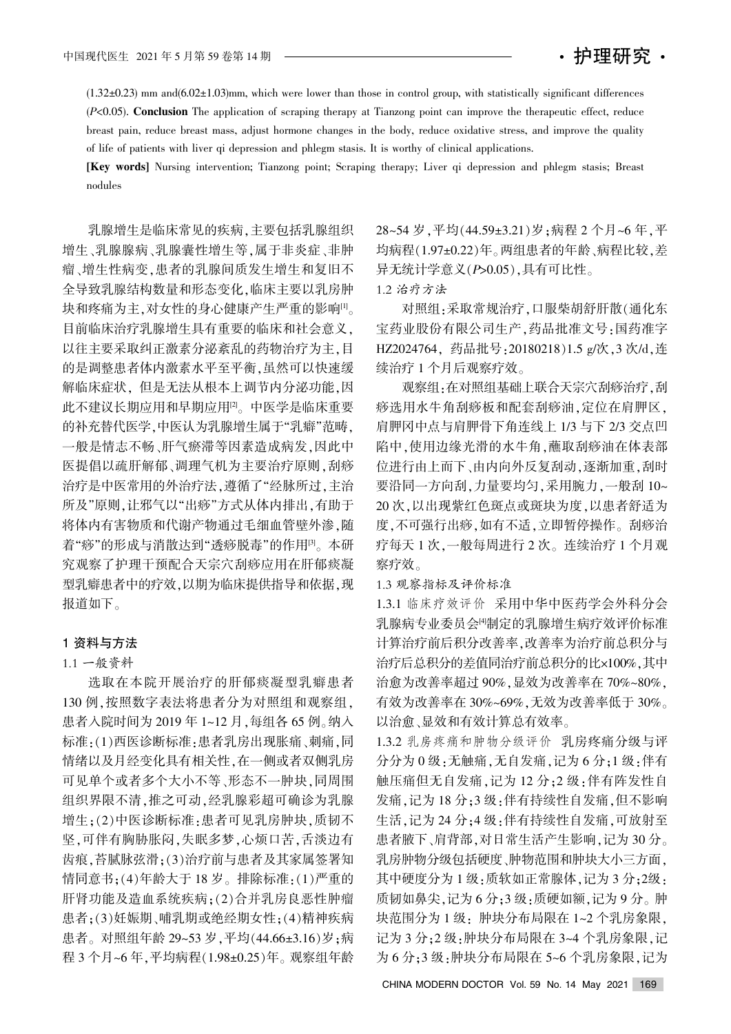(1.32±0.23) mm and(6.02±1.03)mm, which were lower than those in control group, with statistically significant differences ($P$<0.05). **Conclusion** The application of scraping therapy at Tianzong point can improve the therapeutic effect, reduce breast pain, reduce breast mass, adjust hormone changes in the body, reduce oxidative stress, and improve the quality of life of patients with liver qi depression and phlegm stasis. It is worthy of clinical applications.

**[Key words]** Nursing intervention; Tianzong point; Scraping therapy; Liver qi depression and phlegm stasis; Breast nodules

乳腺增生是临床常见的疾病,主要包括乳腺组织增生、乳腺腺病、乳腺囊性增生等,属于非炎症、非肿瘤、增生性病变,患者的乳腺间质发生增生和复旧不全导致乳腺结构数量和形态变化,临床主要以乳房肿块和疼痛为主,对女性的身心健康产生严重的影响[1]。目前临床治疗乳腺增生具有重要的临床和社会意义,以往主要采取纠正激素分泌紊乱的药物治疗为主,目的是调整患者体内激素水平至平衡,虽然可以快速缓解临床症状,但是无法从根本上调节内分泌功能,因此不建议长期应用和早期应用[2]。中医学是临床重要的补充替代医学,中医认为乳腺增生属于"乳癖"范畴,一般是情志不畅、肝气瘀滞等因素造成病发,因此中医提倡以疏肝解郁、调理气机为主要治疗原则,刮痧治疗是中医常用的外治疗法,遵循了"经脉所过,主治所及"原则,让邪气以"出痧"方式从体内排出,有助于将体内有害物质和代谢产物通过毛细血管壁外渗,随着"痧"的形成与消散达到"透痧脱毒"的作用[3]。本研究观察了护理干预配合天宗穴刮痧应用在肝郁痰凝型乳癖患者中的疗效,以期为临床提供指导和依据,现报道如下。

## 1 资料与方法

### 1.1 一般资料

选取在本院开展治疗的肝郁痰凝型乳癖患者130例,按照数字表法将患者分为对照组和观察组,患者入院时间为2019年1~12月,每组各65例。纳入标准:(1)西医诊断标准:患者乳房出现胀痛、刺痛,同情绪以及月经变化具有相关性,在一侧或者双侧乳房可见单个或者多个大小不等、形态不一肿块,同周围组织界限不清,推之可动,经乳腺彩超可确诊为乳腺增生;(2)中医诊断标准:患者可见乳房肿块,质韧不坚,可伴有胸胁胀闷,失眠多梦,心烦口苦,舌淡边有齿痕,苔腻脉弦滑;(3)治疗前与患者及其家属签署知情同意书;(4)年龄大于18岁。排除标准:(1)严重的肝肾功能及造血系统疾病;(2)合并乳房良恶性肿瘤患者;(3)妊娠期、哺乳期或绝经期女性;(4)精神疾病患者。对照组年龄29~53岁,平均(44.66±3.16)岁;病程3个月~6年,平均病程(1.98±0.25)年。观察组年龄28~54岁,平均(44.59±3.21)岁;病程2个月~6年,平均病程(1.97±0.22)年。两组患者的年龄、病程比较,差异无统计学意义($P$>0.05),具有可比性。

### 1.2 治疗方法

对照组:采取常规治疗,口服柴胡舒肝散(通化东宝药业股份有限公司生产,药品批准文号:国药准字HZ2024764,药品批号:20180218)1.5 g/次,3次/d,连续治疗1个月后观察疗效。

观察组:在对照组基础上联合天宗穴刮痧治疗,刮痧选用水牛角刮痧板和配套刮痧油,定位在肩胛区,肩胛冈中点与肩胛骨下角连线上1/3与下2/3交点凹陷中,使用边缘光滑的水牛角,蘸取刮痧油在体表部位进行由上而下、由内向外反复刮动,逐渐加重,刮时要沿同一方向刮,力量要均匀,采用腕力,一般刮10~20次,以出现紫红色斑点或斑块为度,以患者舒适为度,不可强行出痧,如有不适,立即暂停操作。刮痧治疗每天1次,一般每周进行2次。连续治疗1个月观察疗效。

### 1.3 观察指标及评价标准

1.3.1 临床疗效评价 采用中华中医药学会外科分会乳腺病专业委员会[4]制定的乳腺增生病疗效评价标准计算治疗前后积分改善率,改善率为治疗前总积分与治疗后总积分的差值同治疗前总积分的比×100%,其中治愈为改善率超过90%,显效为改善率在70%~80%,有效为改善率在30%~69%,无效为改善率低于30%。以治愈、显效和有效计算总有效率。

1.3.2 乳房疼痛和肿物分级评价 乳房疼痛分级与评分分为0级:无触痛,无自发痛,记为6分;1级:伴有触压痛但无自发痛,记为12分;2级:伴有阵发性自发痛,记为18分;3级:伴有持续性自发痛,但不影响生活,记为24分;4级:伴有持续性自发痛,可放射至患者腋下、肩背部,对日常生活产生影响,记为30分。乳房肿物分级包括硬度、肿物范围和肿块大小三方面,其中硬度分为1级:质软如正常腺体,记为3分;2级:质韧如鼻尖,记为6分;3级:质硬如额,记为9分。肿块范围分为1级:肿块分布局限在1~2个乳房象限,记为3分;2级:肿块分布局限在3~4个乳房象限,记为6分;3级:肿块分布局限在5~6个乳房象限,记为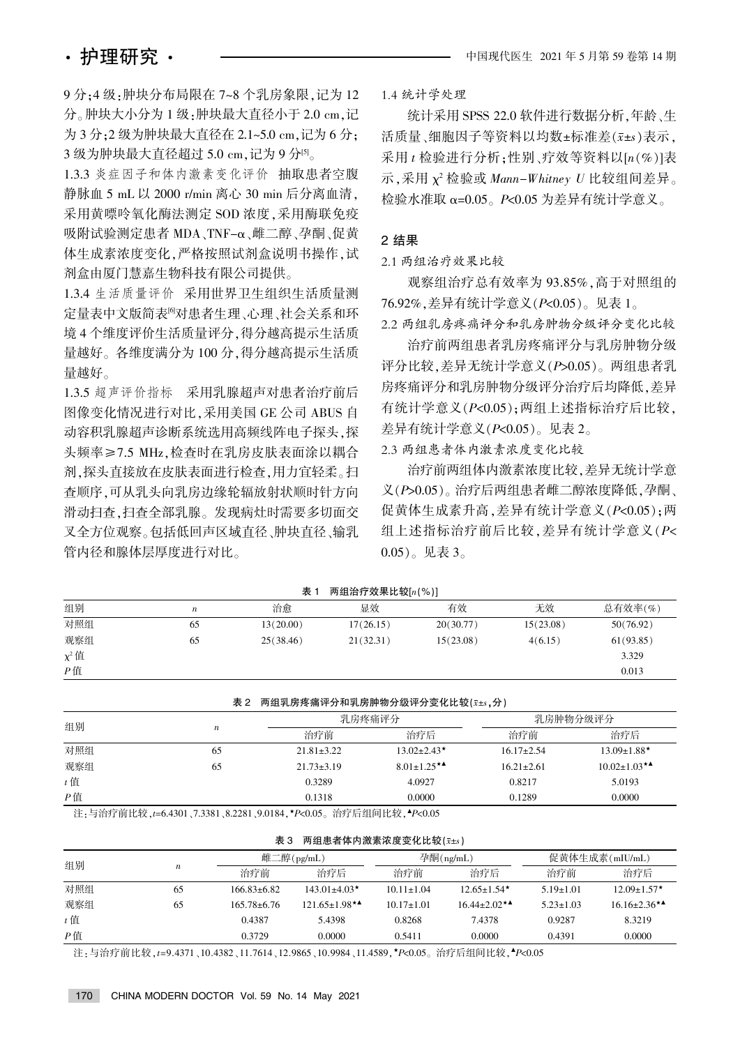9 分；4 级：肿块分布局限在 7~8 个乳房象限，记为 12 分。肿块大小分为 1 级：肿块最大直径小于 2.0 cm，记为 3 分；2 级为肿块最大直径在 2.1~5.0 cm，记为 6 分；3 级为肿块最大直径超过 5.0 cm，记为 9 分[5]。

1.3.3 炎症因子和体内激素变化评价　抽取患者空腹静脉血 5 mL 以 2000 r/min 离心 30 min 后分离血清，采用黄嘌呤氧化酶法测定 SOD 浓度，采用酶联免疫吸附试验测定患者 MDA、TNF-α、雌二醇、孕酮、促黄体生成素浓度变化，严格按照试剂盒说明书操作，试剂盒由厦门慧嘉生物科技有限公司提供。

1.3.4 生活质量评价　采用世界卫生组织生活质量测定量表中文版简表[6]对患者生理、心理、社会关系和环境 4 个维度评价生活质量评分，得分越高提示生活质量越好。各维度满分为 100 分，得分越高提示生活质量越好。

1.3.5 超声评价指标　采用乳腺超声对患者治疗前后图像变化情况进行对比，采用美国 GE 公司 ABUS 自动容积乳腺超声诊断系统选用高频线阵电子探头，探头频率≥7.5 MHz，检查时在乳房皮肤表面涂以耦合剂，探头直接放在皮肤表面进行检查，用力宜轻柔。扫查顺序，可从乳头向乳房边缘轮辐放射状顺时针方向滑动扫查，扫查全部乳腺。发现病灶时需要多切面交叉全方位观察。包括低回声区域直径、肿块直径、输乳管内径和腺体层厚度进行对比。

1.4 统计学处理

统计采用 SPSS 22.0 软件进行数据分析，年龄、生活质量、细胞因子等资料以均数±标准差($\bar{x}\pm s$)表示，采用 $t$ 检验进行分析；性别、疗效等资料以[$n$(%)]表示，采用 $\chi^2$ 检验或 *Mann-Whitney U* 比较组间差异。检验水准取 α=0.05。$P$<0.05 为差异有统计学意义。

## 2 结果

2.1 两组治疗效果比较

观察组治疗总有效率为 93.85%，高于对照组的 76.92%，差异有统计学意义($P$<0.05)。见表 1。

2.2 两组乳房疼痛评分和乳房肿物分级评分变化比较

治疗前两组患者乳房疼痛评分与乳房肿物分级评分比较，差异无统计学意义($P$>0.05)。两组患者乳房疼痛评分和乳房肿物分级评分治疗后均降低，差异有统计学意义($P$<0.05)；两组上述指标治疗后比较，差异有统计学意义($P$<0.05)。见表 2。

2.3 两组患者体内激素浓度变化比较

治疗前两组体内激素浓度比较，差异无统计学意义($P$>0.05)。治疗后两组患者雌二醇浓度降低，孕酮、促黄体生成素升高，差异有统计学意义($P$<0.05)；两组上述指标治疗前后比较，差异有统计学意义($P$<0.05)。见表 3。

表 1　两组治疗效果比较[$n$(%)]

| 组别 | $n$ | 治愈 | 显效 | 有效 | 无效 | 总有效率(%) |
|---|---|---|---|---|---|---|
| 对照组 | 65 | 13(20.00) | 17(26.15) | 20(30.77) | 15(23.08) | 50(76.92) |
| 观察组 | 65 | 25(38.46) | 21(32.31) | 15(23.08) | 4(6.15) | 61(93.85) |
| $\chi^2$ 值 | | | | | | 3.329 |
| $P$ 值 | | | | | | 0.013 |

表 2　两组乳房疼痛评分和乳房肿物分级评分变化比较($\bar{x}\pm s$，分)

| 组别 | $n$ | 乳房疼痛评分 | | 乳房肿物分级评分 | |
|---|---|---|---|---|---|
| | | 治疗前 | 治疗后 | 治疗前 | 治疗后 |
| 对照组 | 65 | 21.81±3.22 | 13.02±2.43* | 16.17±2.54 | 13.09±1.88* |
| 观察组 | 65 | 21.73±3.19 | 8.01±1.25*▲ | 16.21±2.61 | 10.02±1.03*▲ |
| $t$ 值 | | 0.3289 | 4.0927 | 0.8217 | 5.0193 |
| $P$ 值 | | 0.1318 | 0.0000 | 0.1289 | 0.0000 |

注：与治疗前比较，$t$=6.4301、7.3381、8.2281、9.0184，*$P$<0.05。治疗后组间比较，▲$P$<0.05

表 3　两组患者体内激素浓度变化比较($\bar{x}\pm s$)

| 组别 | $n$ | 雌二醇(pg/mL) | | 孕酮(ng/mL) | | 促黄体生成素(mIU/mL) | |
|---|---|---|---|---|---|---|---|
| | | 治疗前 | 治疗后 | 治疗前 | 治疗后 | 治疗前 | 治疗后 |
| 对照组 | 65 | 166.83±6.82 | 143.01±4.03* | 10.11±1.04 | 12.65±1.54* | 5.19±1.01 | 12.09±1.57* |
| 观察组 | 65 | 165.78±6.76 | 121.65±1.98*▲ | 10.17±1.01 | 16.44±2.02*▲ | 5.23±1.03 | 16.16±2.36*▲ |
| $t$ 值 | | 0.4387 | 5.4398 | 0.8268 | 7.4378 | 0.9287 | 8.3219 |
| $P$ 值 | | 0.3729 | 0.0000 | 0.5411 | 0.0000 | 0.4391 | 0.0000 |

注：与治疗前比较，$t$=9.4371、10.4382、11.7614、12.9865、10.9984、11.4589，*$P$<0.05。治疗后组间比较，▲$P$<0.05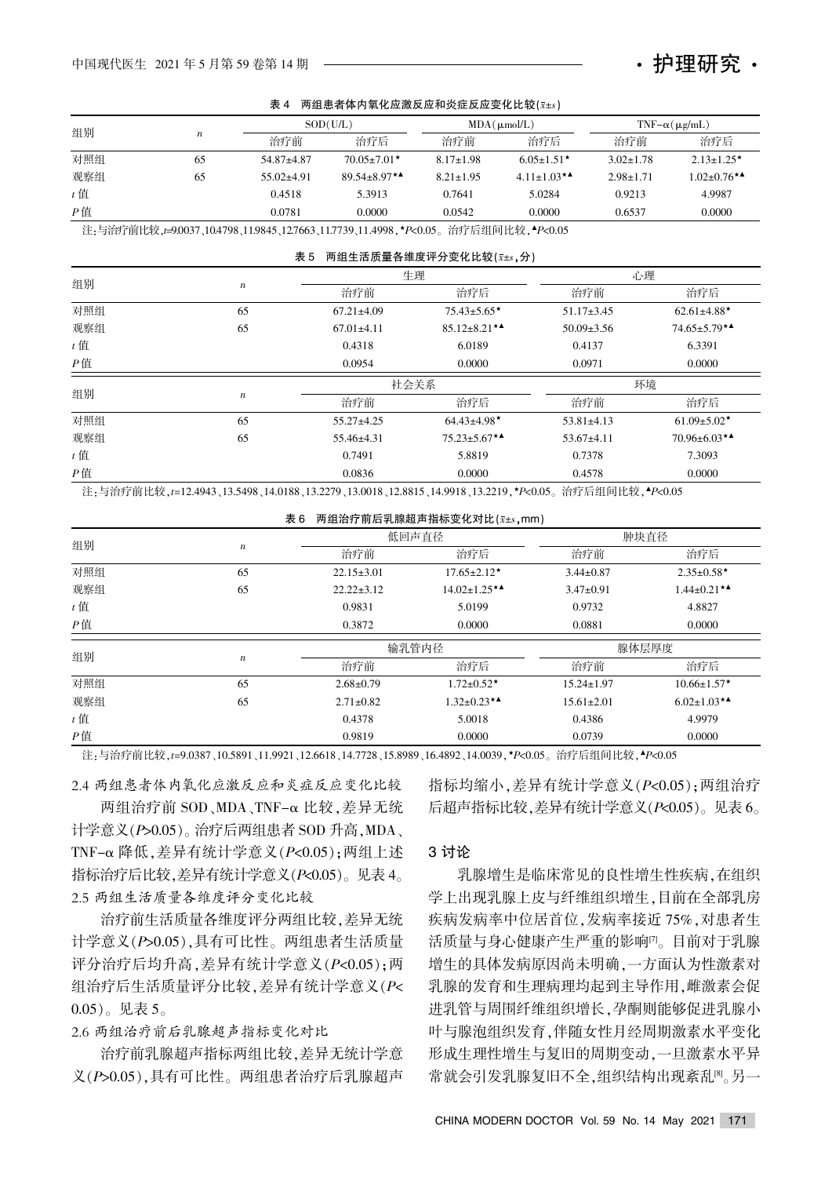表 4　两组患者体内氧化应激反应和炎症反应变化比较($\bar{x}\pm s$)

| 组别 | $n$ | SOD(U/L) | | MDA(μmol/L) | | TNF-α(μg/mL) | |
|---|---|---|---|---|---|---|---|
| | | 治疗前 | 治疗后 | 治疗前 | 治疗后 | 治疗前 | 治疗后 |
| 对照组 | 65 | 54.87±4.87 | 70.05±7.01* | 8.17±1.98 | 6.05±1.51* | 3.02±1.78 | 2.13±1.25* |
| 观察组 | 65 | 55.02±4.91 | 89.54±8.97*▲ | 8.21±1.95 | 4.11±1.03*▲ | 2.98±1.71 | 1.02±0.76*▲ |
| $t$ 值 | | 0.4518 | 5.3913 | 0.7641 | 5.0284 | 0.9213 | 4.9987 |
| $P$ 值 | | 0.0781 | 0.0000 | 0.0542 | 0.0000 | 0.6537 | 0.0000 |

注：与治疗前比较，$t$=9.0037、10.4798、11.9845、12.7663、11.7739、11.4998，*$P$<0.05。治疗后组间比较，▲$P$<0.05

表 5　两组生活质量各维度评分变化比较($\bar{x}\pm s$，分)

| 组别 | $n$ | 生理 | | 心理 | |
|---|---|---|---|---|---|
| | | 治疗前 | 治疗后 | 治疗前 | 治疗后 |
| 对照组 | 65 | 67.21±4.09 | 75.43±5.65* | 51.17±3.45 | 62.61±4.88* |
| 观察组 | 65 | 67.01±4.11 | 85.12±8.21*▲ | 50.09±3.56 | 74.65±5.79*▲ |
| $t$ 值 | | 0.4318 | 6.0189 | 0.4137 | 6.3391 |
| $P$ 值 | | 0.0954 | 0.0000 | 0.0971 | 0.0000 |
| 组别 | $n$ | 社会关系 | | 环境 | |
| | | 治疗前 | 治疗后 | 治疗前 | 治疗后 |
| 对照组 | 65 | 55.27±4.25 | 64.43±4.98* | 53.81±4.13 | 61.09±5.02* |
| 观察组 | 65 | 55.46±4.31 | 75.23±5.67*▲ | 53.67±4.11 | 70.96±6.03*▲ |
| $t$ 值 | | 0.7491 | 5.8819 | 0.7378 | 7.3093 |
| $P$ 值 | | 0.0836 | 0.0000 | 0.4578 | 0.0000 |

注：与治疗前比较，$t$=12.4943、13.5498、14.0188、13.2279、13.0018、12.8815、14.9918、13.2219，*$P$<0.05。治疗后组间比较，▲$P$<0.05

表 6　两组治疗前后乳腺超声指标变化对比($\bar{x}\pm s$，mm)

| 组别 | $n$ | 低回声直径 | | 肿块直径 | |
|---|---|---|---|---|---|
| | | 治疗前 | 治疗后 | 治疗前 | 治疗后 |
| 对照组 | 65 | 22.15±3.01 | 17.65±2.12* | 3.44±0.87 | 2.35±0.58* |
| 观察组 | 65 | 22.22±3.12 | 14.02±1.25*▲ | 3.47±0.91 | 1.44±0.21*▲ |
| $t$ 值 | | 0.9831 | 5.0199 | 0.9732 | 4.8827 |
| $P$ 值 | | 0.3872 | 0.0000 | 0.0881 | 0.0000 |
| 组别 | $n$ | 输乳管内径 | | 腺体层厚度 | |
| | | 治疗前 | 治疗后 | 治疗前 | 治疗后 |
| 对照组 | 65 | 2.68±0.79 | 1.72±0.52* | 15.24±1.97 | 10.66±1.57* |
| 观察组 | 65 | 2.71±0.82 | 1.32±0.23*▲ | 15.61±2.01 | 6.02±1.03*▲ |
| $t$ 值 | | 0.4378 | 5.0018 | 0.4386 | 4.9979 |
| $P$ 值 | | 0.9819 | 0.0000 | 0.0739 | 0.0000 |

注：与治疗前比较，$t$=9.0387、10.5891、11.9921、12.6618、14.7728、15.8989、16.4892、14.0039，*$P$<0.05。治疗后组间比较，▲$P$<0.05

### 2.4 两组患者体内氧化应激反应和炎症反应变化比较

两组治疗前 SOD、MDA、TNF-α 比较，差异无统计学意义($P$>0.05)。治疗后两组患者 SOD 升高，MDA、TNF-α 降低，差异有统计学意义($P$<0.05)；两组上述指标治疗后比较，差异有统计学意义($P$<0.05)。见表 4。

### 2.5 两组生活质量各维度评分变化比较

治疗前生活质量各维度评分两组比较，差异无统计学意义($P$>0.05)，具有可比性。两组患者生活质量评分治疗后均升高，差异有统计学意义($P$<0.05)；两组治疗后生活质量评分比较，差异有统计学意义($P$<0.05)。见表 5。

### 2.6 两组治疗前后乳腺超声指标变化对比

治疗前乳腺超声指标两组比较，差异无统计学意义($P$>0.05)，具有可比性。两组患者治疗后乳腺超声指标均缩小，差异有统计学意义($P$<0.05)；两组治疗后超声指标比较，差异有统计学意义($P$<0.05)。见表 6。

## 3 讨论

乳腺增生是临床常见的良性增生性疾病，在组织学上出现乳腺上皮与纤维组织增生，目前在全部乳房疾病发病率中位居首位，发病率接近 75%，对患者生活质量与身心健康产生严重的影响[7]。目前对于乳腺增生的具体发病原因尚未明确，一方面认为性激素对乳腺的发育和生理病理均起到主导作用，雌激素会促进乳管与周围纤维组织增长，孕酮则能够促进乳腺小叶与腺泡组织发育，伴随女性月经周期激素水平变化形成生理性增生与复旧的周期变动，一旦激素水平异常就会引发乳腺复旧不全，组织结构出现紊乱[8]。另一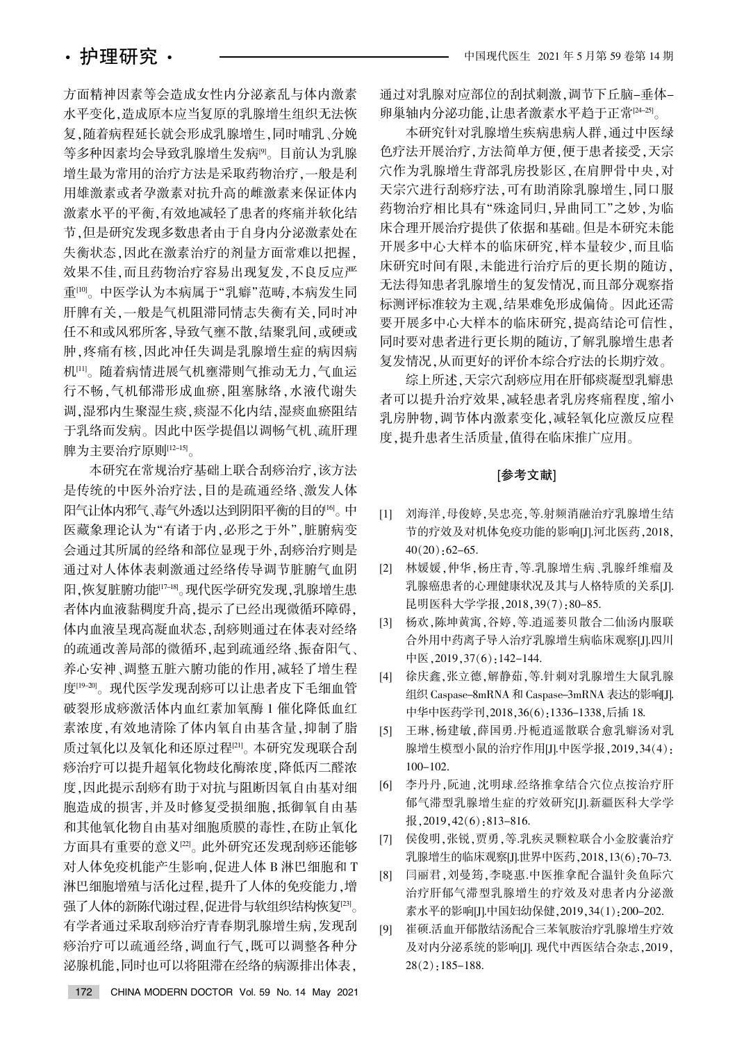方面精神因素等会造成女性内分泌紊乱与体内激素水平变化，造成原本应当复原的乳腺增生组织无法恢复，随着病程延长就会形成乳腺增生，同时哺乳、分娩等多种因素均会导致乳腺增生发病[9]。目前认为乳腺增生最为常用的治疗方法是采取药物治疗，一般是利用雄激素或者孕激素对抗升高的雌激素来保证体内激素水平的平衡，有效地减轻了患者的疼痛并软化结节，但是研究发现多数患者由于自身内分泌激素处在失衡状态，因此在激素治疗的剂量方面常难以把握，效果不佳，而且药物治疗容易出现复发，不良反应严重[10]。中医学认为本病属于"乳癖"范畴，本病发生同肝脾有关，一般是气机阻滞同情志失衡有关，同时冲任不和或风邪所客，导致气壅不散，结聚乳间，或硬或肿，疼痛有核，因此冲任失调是乳腺增生症的病因病机[11]。随着病情进展气机壅滞则气推动无力，气血运行不畅，气机郁滞形成血瘀，阻塞脉络，水液代谢失调，湿邪内生聚湿生痰，痰湿不化内结，湿痰血瘀阻结于乳络而发病。因此中医学提倡以调畅气机、疏肝理脾为主要治疗原则[12-15]。

本研究在常规治疗基础上联合刮痧治疗，该方法是传统的中医外治疗法，目的是疏通经络、激发人体阳气让体内邪气、毒气外透以达到阴阳平衡的目的[16]。中医藏象理论认为"有诸于内，必形之于外"，脏腑病变会通过其所属的经络和部位显现于外，刮痧治疗则是通过对人体体表刺激通过经络传导调节脏腑气血阴阳，恢复脏腑功能[17-18]。现代医学研究发现，乳腺增生患者体内血液黏稠度升高，提示了已经出现微循环障碍，体内血液呈现高凝血状态，刮痧则通过在体表对经络的疏通改善局部的微循环，起到疏通经络、振奋阳气、养心安神、调整五脏六腑功能的作用，减轻了增生程度[19-20]。现代医学发现刮痧可以让患者皮下毛细血管破裂形成痧激活体内血红素加氧酶 1 催化降低血红素浓度，有效地清除了体内氧自由基含量，抑制了脂质过氧化以及氧化和还原过程[21]。本研究发现联合刮痧治疗可以提升超氧化物歧化酶浓度，降低丙二醛浓度，因此提示刮痧有助于对抗与阻断因氧自由基对细胞造成的损害，并及时修复受损细胞，抵御氧自由基和其他氧化物自由基对细胞质膜的毒性，在防止氧化方面具有重要的意义[22]。此外研究还发现刮痧还能够对人体免疫机能产生影响，促进人体 B 淋巴细胞和 T 淋巴细胞增殖与活化过程，提升了人体的免疫能力，增强了人体的新陈代谢过程，促进骨与软组织结构恢复[23]。有学者通过采取刮痧治疗青春期乳腺增生病，发现刮痧治疗可以疏通经络，调血行气，既可以调整各种分泌腺机能，同时也可以将阻滞在经络的病源排出体表，通过对乳腺对应部位的刮拭刺激，调节下丘脑-垂体-卵巢轴内分泌功能，让患者激素水平趋于正常[24-25]。

本研究针对乳腺增生疾病患病人群，通过中医绿色疗法开展治疗，方法简单方便，便于患者接受，天宗穴作为乳腺增生背部乳房投影区，在肩胛骨中央，对天宗穴进行刮痧疗法，可有助消除乳腺增生，同口服药物治疗相比具有"殊途同归，异曲同工"之妙，为临床合理开展治疗提供了依据和基础。但是本研究未能开展多中心大样本的临床研究，样本量较少，而且临床研究时间有限，未能进行治疗后的更长期的随访，无法得知患者乳腺增生的复发情况，而且部分观察指标测评标准较为主观，结果难免形成偏倚。因此还需要开展多中心大样本的临床研究，提高结论可信性，同时要对患者进行更长期的随访，了解乳腺增生患者复发情况，从而更好的评价本综合疗法的长期疗效。

综上所述，天宗穴刮痧应用在肝郁痰凝型乳癖患者可以提升治疗效果，减轻患者乳房疼痛程度，缩小乳房肿物，调节体内激素变化，减轻氧化应激反应程度，提升患者生活质量，值得在临床推广应用。

## [参考文献]

[1] 刘海洋，母俊婷，吴忠亮，等.射频消融治疗乳腺增生结节的疗效及对机体免疫功能的影响[J].河北医药，2018，40(20)：62-65.

[2] 林媛媛，仲华，杨庄青，等.乳腺增生病、乳腺纤维瘤及乳腺癌患者的心理健康状况及其与人格特质的关系[J].昆明医科大学学报，2018，39(7)：80-85.

[3] 杨欢，陈坤黄寓，谷婷，等.逍遥蒌贝散合二仙汤内服联合外用中药离子导入治疗乳腺增生病临床观察[J].四川中医，2019，37(6)：142-144.

[4] 徐庆鑫，张立德，解静茹，等.针刺对乳腺增生大鼠乳腺组织 Caspase-8mRNA 和 Caspase-3mRNA 表达的影响[J].中华中医药学刊，2018，36(6)：1336-1338，后插 18.

[5] 王琳，杨建敏，薛国勇.丹栀逍遥散联合愈乳癖汤对乳腺增生模型小鼠的治疗作用[J].中医学报，2019，34(4)：100-102.

[6] 李丹丹，阮迪，沈明球.经络推拿结合穴位点按治疗肝郁气滞型乳腺增生症的疗效研究[J].新疆医科大学学报，2019，42(6)：813-816.

[7] 侯俊明，张锐，贾勇，等.乳疾灵颗粒联合小金胶囊治疗乳腺增生的临床观察[J].世界中医药，2018，13(6)：70-73.

[8] 闫丽君，刘曼筠，李晓惠.中医推拿配合温针灸鱼际穴治疗肝郁气滞型乳腺增生的疗效及对患者内分泌激素水平的影响[J].中国妇幼保健，2019，34(1)：200-202.

[9] 崔硕.活血开郁散结汤配合三苯氧胺治疗乳腺增生疗效及对内分泌系统的影响[J]. 现代中西医结合杂志，2019，28(2)：185-188.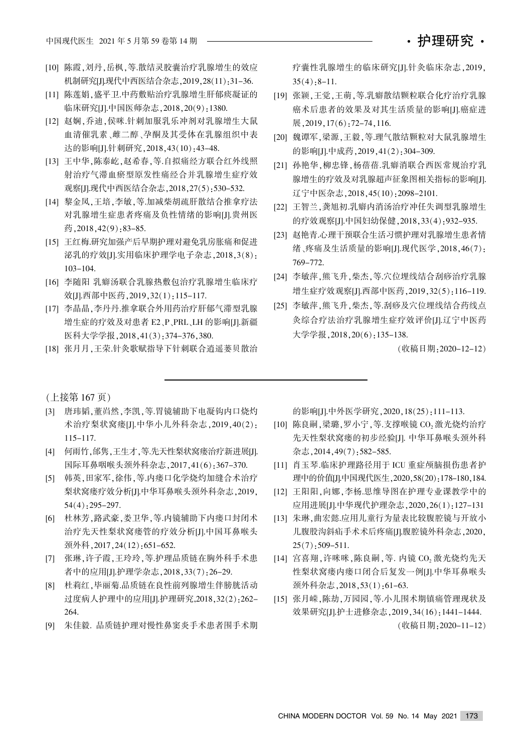[10] 陈霞,刘丹,岳枫,等.散结灵胶囊治疗乳腺增生的效应机制研究[J].现代中西医结合杂志,2019,28(11):31–36.

[11] 陈莲娟,盛平卫.中药敷贴治疗乳腺增生肝郁痰凝证的临床研究[J].中国医师杂志,2018,20(9):1380.

[12] 赵娴,乔迪,侯咪.针刺加服乳乐冲剂对乳腺增生大鼠血清催乳素、雌二醇、孕酮及其受体在乳腺组织中表达的影响[J].针刺研究,2018,43(10):43–48.

[13] 王中华,陈泰屹,赵希春,等.自拟痛经方联合红外线照射治疗气滞血瘀型原发性痛经合并乳腺增生症疗效观察[J].现代中西医结合杂志,2018,27(5):530–532.

[14] 黎金凤,王培,李敏,等.加减柴胡疏肝散结合推拿疗法对乳腺增生症患者疼痛及负性情绪的影响[J].贵州医药,2018,42(9):83–85.

[15] 王红梅.研究加强产后早期护理对避免乳房胀痛和促进泌乳的疗效[J].实用临床护理学电子杂志,2018,3(8):103–104.

[16] 李随阳 乳癖汤联合乳腺热敷包治疗乳腺增生临床疗效[J].西部中医药,2019,32(1):115–117.

[17] 李晶晶,李丹丹.推拿联合外用药治疗肝郁气滞型乳腺增生症的疗效及对患者 E2、P、PRL、LH 的影响[J].新疆医科大学学报,2018,41(3):374–376,380.

[18] 张月月,王荣.针灸歌赋指导下针刺联合逍遥萎贝散治疗囊性乳腺增生的临床研究[J].针灸临床杂志,2019,35(4):8–11.

[19] 张颖,王觉,王萌,等.乳癖散结颗粒联合化疗治疗乳腺癌术后患者的效果及对其生活质量的影响[J].癌症进展,2019,17(6):72–74,116.

[20] 魏谭军,梁源,王毅,等.理气散结颗粒对大鼠乳腺增生的影响[J].中成药,2019,41(2):304–309.

[21] 孙艳华,柳忠锋,杨蓓蓓.乳癖消联合西医常规治疗乳腺增生的疗效及对乳腺超声征象图相关指标的影响[J].辽宁中医杂志,2018,45(10):2098–2101.

[22] 王智兰,龚旭初.乳癖内消汤治疗冲任失调型乳腺增生的疗效观察[J].中国妇幼保健,2018,33(4):932–935.

[23] 赵艳青.心理干预联合生活习惯护理对乳腺增生患者情绪、疼痛及生活质量的影响[J].现代医学,2018,46(7):769–772.

[24] 李敏萍,熊飞升,柴杰,等.穴位埋线结合刮痧治疗乳腺增生症疗效观察[J].西部中医药,2019,32(5):116–119.

[25] 李敏萍,熊飞升,柴杰,等.刮痧及穴位埋线结合药线点灸综合疗法治疗乳腺增生症疗效评价[J].辽宁中医药大学学报,2018,20(6):135–138.

(收稿日期:2020–12–12)

---

(上接第 167 页)

[3] 唐玮韬,董岿然,李凯,等.胃镜辅助下电凝钩内口烧灼术治疗梨状窝瘘[J].中华小儿外科杂志,2019,40(2):115–117.

[4] 何雨竹,郃隽,王生才,等.先天性梨状窝瘘治疗新进展[J].国际耳鼻咽喉头颈外科杂志,2017,41(6):367–370.

[5] 韩英,田家军,徐伟,等.内瘘口化学烧灼加缝合术治疗梨状窝瘘疗效分析[J].中华耳鼻喉头颈外科杂志,2019,54(4):295–297.

[6] 杜林芳,路武豪,娄卫华,等.内镜辅助下内瘘口封闭术治疗先天性梨状窝瘘管的疗效分析[J].中国耳鼻喉头颈外科,2017,24(12):651–652.

[7] 张琳,许子霞,王玲玲,等.护理品质链在胸外科手术患者中的应用[J].护理学杂志,2018,33(7):26–29.

[8] 杜莉红,毕丽菊.品质链在良性前列腺增生伴膀胱活动过度病人护理中的应用[J].护理研究,2018,32(2):262–264.

[9] 朱佳毅. 品质链护理对慢性鼻窦炎手术患者围手术期的影响[J].中外医学研究,2020,18(25):111–113.

[10] 陈良嗣,梁璐,罗小宁,等.支撑喉镜 $CO_2$ 激光烧灼治疗先天性梨状窝瘘的初步经验[J]. 中华耳鼻喉头颈外科杂志,2014,49(7):582–585.

[11] 肖玉琴.临床护理路径用于 ICU 重症颅脑损伤患者护理中的价值[J].中国现代医生,2020,58(20):178–180,184.

[12] 王阳阳,向娜,李杨.思维导图在护理专业课教学中的应用进展[J].中华现代护理杂志,2020,26(1):127–131

[13] 朱琳,曲宏懿.应用儿童行为量表比较腹腔镜与开放小儿腹股沟斜疝手术术后疼痛[J].腹腔镜外科杂志,2020,25(7):509–511.

[14] 宫喜翔,许咪咪,陈良嗣,等. 内镜 $CO_2$ 激光烧灼先天性梨状窝瘘内瘘口闭合后复发一例[J].中华耳鼻喉头颈外科杂志,2018,53(1):61–63.

[15] 张月嵘,陈劼,万园园,等.小儿围术期镇痛管理现状及效果研究[J].护士进修杂志,2019,34(16):1441–1444.

(收稿日期:2020–11–12)